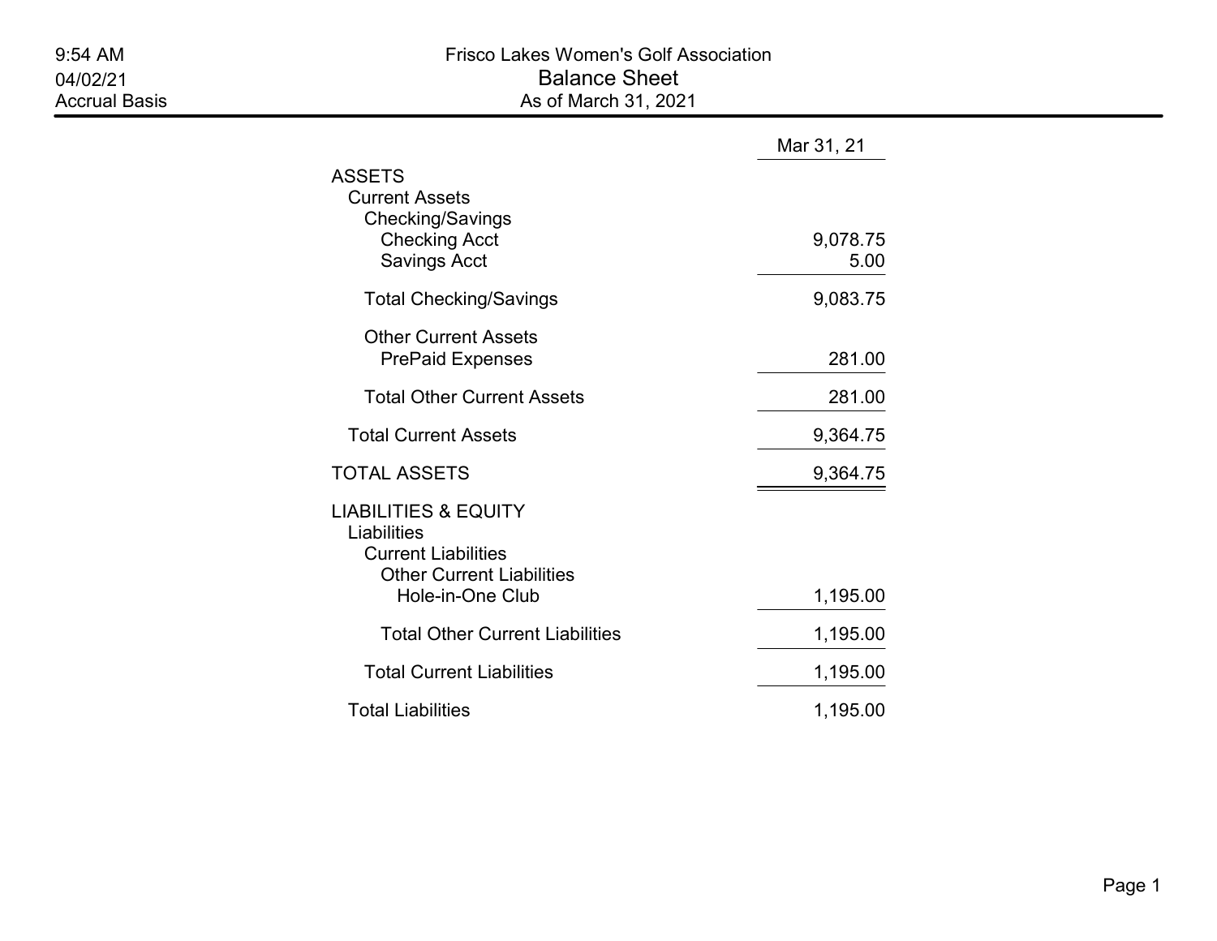9:54 AM
04/02/21
Accrual Basis

# Frisco Lakes Women's Golf Association

## Balance Sheet

As of March 31, 2021

| | Mar 31, 21 |
|---|---|
| **ASSETS** | |
| Current Assets | |
| Checking/Savings | |
| Checking Acct | 9,078.75 |
| Savings Acct | 5.00 |
| Total Checking/Savings | 9,083.75 |
| Other Current Assets | |
| PrePaid Expenses | 281.00 |
| Total Other Current Assets | 281.00 |
| Total Current Assets | 9,364.75 |
| **TOTAL ASSETS** | 9,364.75 |
| **LIABILITIES & EQUITY** | |
| Liabilities | |
| Current Liabilities | |
| Other Current Liabilities | |
| Hole-in-One Club | 1,195.00 |
| Total Other Current Liabilities | 1,195.00 |
| Total Current Liabilities | 1,195.00 |
| Total Liabilities | 1,195.00 |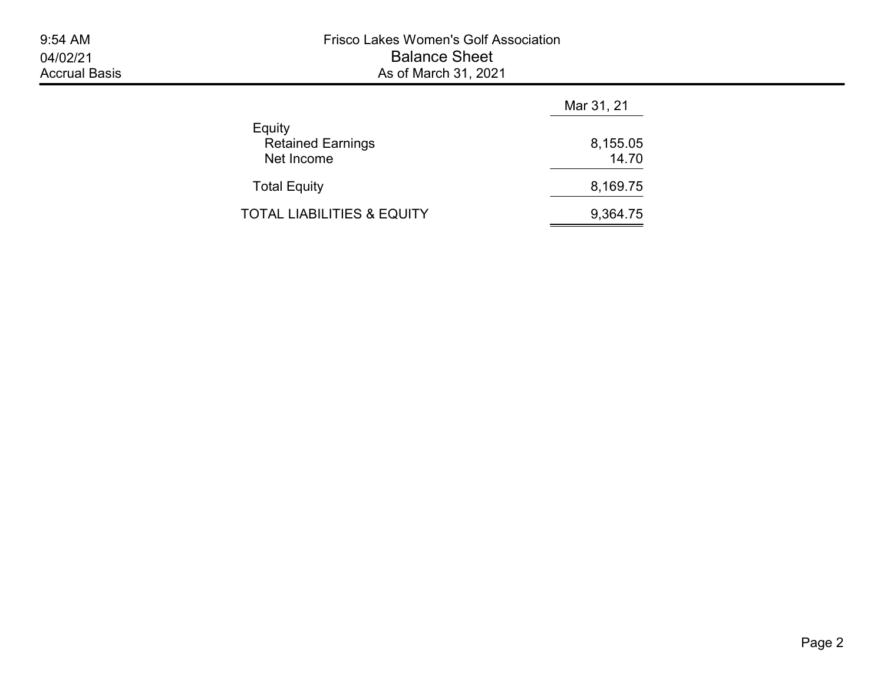| | Mar 31, 21 |
|---|---|
| Equity | |
| Retained Earnings | 8,155.05 |
| Net Income | 14.70 |
| Total Equity | 8,169.75 |
| TOTAL LIABILITIES & EQUITY | 9,364.75 |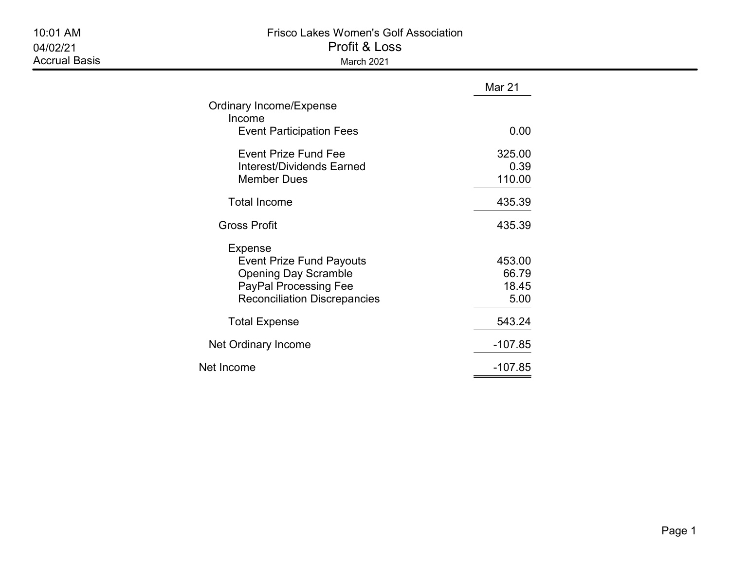10:01 AM
04/02/21
Accrual Basis

# Frisco Lakes Women's Golf Association
## Profit & Loss
March 2021

| | Mar 21 |
|---|---|
| Ordinary Income/Expense | |
| Income | |
| Event Participation Fees | 0.00 |
| Event Prize Fund Fee | 325.00 |
| Interest/Dividends Earned | 0.39 |
| Member Dues | 110.00 |
| Total Income | 435.39 |
| Gross Profit | 435.39 |
| Expense | |
| Event Prize Fund Payouts | 453.00 |
| Opening Day Scramble | 66.79 |
| PayPal Processing Fee | 18.45 |
| Reconciliation Discrepancies | 5.00 |
| Total Expense | 543.24 |
| Net Ordinary Income | -107.85 |
| Net Income | -107.85 |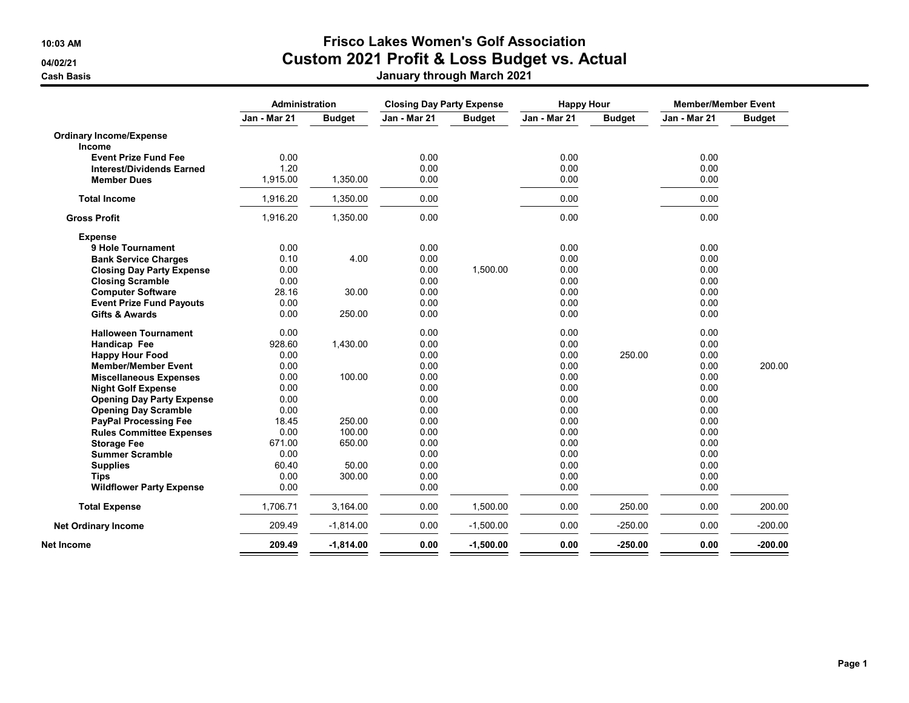**10:03 AM**
**04/02/21**
**Cash Basis**

# Frisco Lakes Women's Golf Association
## Custom 2021 Profit & Loss Budget vs. Actual
### January through March 2021

| | Administration | | Closing Day Party Expense | | Happy Hour | | Member/Member Event | |
|---|---|---|---|---|---|---|---|---|
| | **Jan - Mar 21** | **Budget** | **Jan - Mar 21** | **Budget** | **Jan - Mar 21** | **Budget** | **Jan - Mar 21** | **Budget** |
| **Ordinary Income/Expense** | | | | | | | | |
| **Income** | | | | | | | | |
| **Event Prize Fund Fee** | 0.00 | | 0.00 | | 0.00 | | 0.00 | |
| **Interest/Dividends Earned** | 1.20 | | 0.00 | | 0.00 | | 0.00 | |
| **Member Dues** | 1,915.00 | 1,350.00 | 0.00 | | 0.00 | | 0.00 | |
| **Total Income** | 1,916.20 | 1,350.00 | 0.00 | | 0.00 | | 0.00 | |
| **Gross Profit** | 1,916.20 | 1,350.00 | 0.00 | | 0.00 | | 0.00 | |
| **Expense** | | | | | | | | |
| **9 Hole Tournament** | 0.00 | | 0.00 | | 0.00 | | 0.00 | |
| **Bank Service Charges** | 0.10 | 4.00 | 0.00 | | 0.00 | | 0.00 | |
| **Closing Day Party Expense** | 0.00 | | 0.00 | 1,500.00 | 0.00 | | 0.00 | |
| **Closing Scramble** | 0.00 | | 0.00 | | 0.00 | | 0.00 | |
| **Computer Software** | 28.16 | 30.00 | 0.00 | | 0.00 | | 0.00 | |
| **Event Prize Fund Payouts** | 0.00 | | 0.00 | | 0.00 | | 0.00 | |
| **Gifts & Awards** | 0.00 | 250.00 | 0.00 | | 0.00 | | 0.00 | |
| **Halloween Tournament** | 0.00 | | 0.00 | | 0.00 | | 0.00 | |
| **Handicap Fee** | 928.60 | 1,430.00 | 0.00 | | 0.00 | | 0.00 | |
| **Happy Hour Food** | 0.00 | | 0.00 | | 0.00 | 250.00 | 0.00 | |
| **Member/Member Event** | 0.00 | | 0.00 | | 0.00 | | 0.00 | 200.00 |
| **Miscellaneous Expenses** | 0.00 | 100.00 | 0.00 | | 0.00 | | 0.00 | |
| **Night Golf Expense** | 0.00 | | 0.00 | | 0.00 | | 0.00 | |
| **Opening Day Party Expense** | 0.00 | | 0.00 | | 0.00 | | 0.00 | |
| **Opening Day Scramble** | 0.00 | | 0.00 | | 0.00 | | 0.00 | |
| **PayPal Processing Fee** | 18.45 | 250.00 | 0.00 | | 0.00 | | 0.00 | |
| **Rules Committee Expenses** | 0.00 | 100.00 | 0.00 | | 0.00 | | 0.00 | |
| **Storage Fee** | 671.00 | 650.00 | 0.00 | | 0.00 | | 0.00 | |
| **Summer Scramble** | 0.00 | | 0.00 | | 0.00 | | 0.00 | |
| **Supplies** | 60.40 | 50.00 | 0.00 | | 0.00 | | 0.00 | |
| **Tips** | 0.00 | 300.00 | 0.00 | | 0.00 | | 0.00 | |
| **Wildflower Party Expense** | 0.00 | | 0.00 | | 0.00 | | 0.00 | |
| **Total Expense** | 1,706.71 | 3,164.00 | 0.00 | 1,500.00 | 0.00 | 250.00 | 0.00 | 200.00 |
| **Net Ordinary Income** | 209.49 | -1,814.00 | 0.00 | -1,500.00 | 0.00 | -250.00 | 0.00 | -200.00 |
| **Net Income** | **209.49** | **-1,814.00** | **0.00** | **-1,500.00** | **0.00** | **-250.00** | **0.00** | **-200.00** |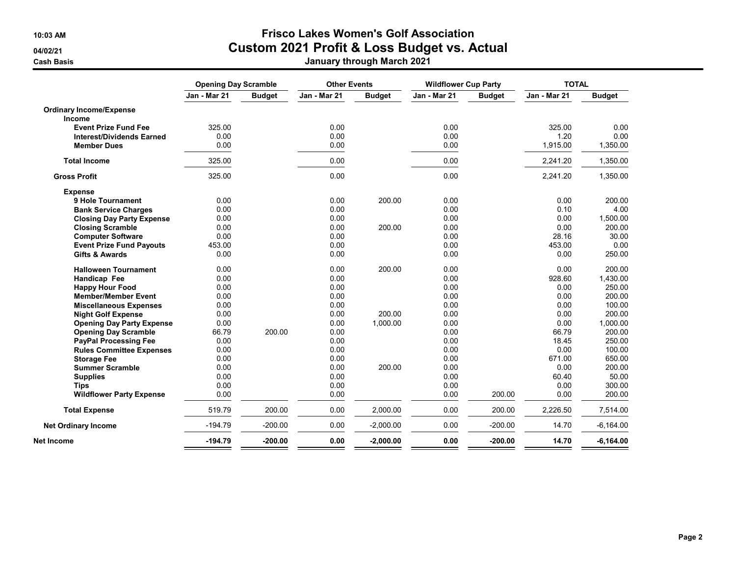# Frisco Lakes Women's Golf Association

## Custom 2021 Profit & Loss Budget vs. Actual

### January through March 2021

10:03 AM
04/02/21
Cash Basis

| | Opening Day Scramble | | Other Events | | Wildflower Cup Party | | TOTAL | |
|---|---|---|---|---|---|---|---|---|
| | Jan - Mar 21 | Budget | Jan - Mar 21 | Budget | Jan - Mar 21 | Budget | Jan - Mar 21 | Budget |
| **Ordinary Income/Expense** | | | | | | | | |
| **Income** | | | | | | | | |
| **Event Prize Fund Fee** | 325.00 | | 0.00 | | 0.00 | | 325.00 | 0.00 |
| **Interest/Dividends Earned** | 0.00 | | 0.00 | | 0.00 | | 1.20 | 0.00 |
| **Member Dues** | 0.00 | | 0.00 | | 0.00 | | 1,915.00 | 1,350.00 |
| **Total Income** | 325.00 | | 0.00 | | 0.00 | | 2,241.20 | 1,350.00 |
| **Gross Profit** | 325.00 | | 0.00 | | 0.00 | | 2,241.20 | 1,350.00 |
| **Expense** | | | | | | | | |
| **9 Hole Tournament** | 0.00 | | 0.00 | 200.00 | 0.00 | | 0.00 | 200.00 |
| **Bank Service Charges** | 0.00 | | 0.00 | | 0.00 | | 0.10 | 4.00 |
| **Closing Day Party Expense** | 0.00 | | 0.00 | | 0.00 | | 0.00 | 1,500.00 |
| **Closing Scramble** | 0.00 | | 0.00 | 200.00 | 0.00 | | 0.00 | 200.00 |
| **Computer Software** | 0.00 | | 0.00 | | 0.00 | | 28.16 | 30.00 |
| **Event Prize Fund Payouts** | 453.00 | | 0.00 | | 0.00 | | 453.00 | 0.00 |
| **Gifts & Awards** | 0.00 | | 0.00 | | 0.00 | | 0.00 | 250.00 |
| **Halloween Tournament** | 0.00 | | 0.00 | 200.00 | 0.00 | | 0.00 | 200.00 |
| **Handicap Fee** | 0.00 | | 0.00 | | 0.00 | | 928.60 | 1,430.00 |
| **Happy Hour Food** | 0.00 | | 0.00 | | 0.00 | | 0.00 | 250.00 |
| **Member/Member Event** | 0.00 | | 0.00 | | 0.00 | | 0.00 | 200.00 |
| **Miscellaneous Expenses** | 0.00 | | 0.00 | | 0.00 | | 0.00 | 100.00 |
| **Night Golf Expense** | 0.00 | | 0.00 | 200.00 | 0.00 | | 0.00 | 200.00 |
| **Opening Day Party Expense** | 0.00 | | 0.00 | 1,000.00 | 0.00 | | 0.00 | 1,000.00 |
| **Opening Day Scramble** | 66.79 | 200.00 | 0.00 | | 0.00 | | 66.79 | 200.00 |
| **PayPal Processing Fee** | 0.00 | | 0.00 | | 0.00 | | 18.45 | 250.00 |
| **Rules Committee Expenses** | 0.00 | | 0.00 | | 0.00 | | 0.00 | 100.00 |
| **Storage Fee** | 0.00 | | 0.00 | | 0.00 | | 671.00 | 650.00 |
| **Summer Scramble** | 0.00 | | 0.00 | 200.00 | 0.00 | | 0.00 | 200.00 |
| **Supplies** | 0.00 | | 0.00 | | 0.00 | | 60.40 | 50.00 |
| **Tips** | 0.00 | | 0.00 | | 0.00 | | 0.00 | 300.00 |
| **Wildflower Party Expense** | 0.00 | | 0.00 | | 0.00 | 200.00 | 0.00 | 200.00 |
| **Total Expense** | 519.79 | 200.00 | 0.00 | 2,000.00 | 0.00 | 200.00 | 2,226.50 | 7,514.00 |
| **Net Ordinary Income** | -194.79 | -200.00 | 0.00 | -2,000.00 | 0.00 | -200.00 | 14.70 | -6,164.00 |
| **Net Income** | **-194.79** | **-200.00** | **0.00** | **-2,000.00** | **0.00** | **-200.00** | **14.70** | **-6,164.00** |